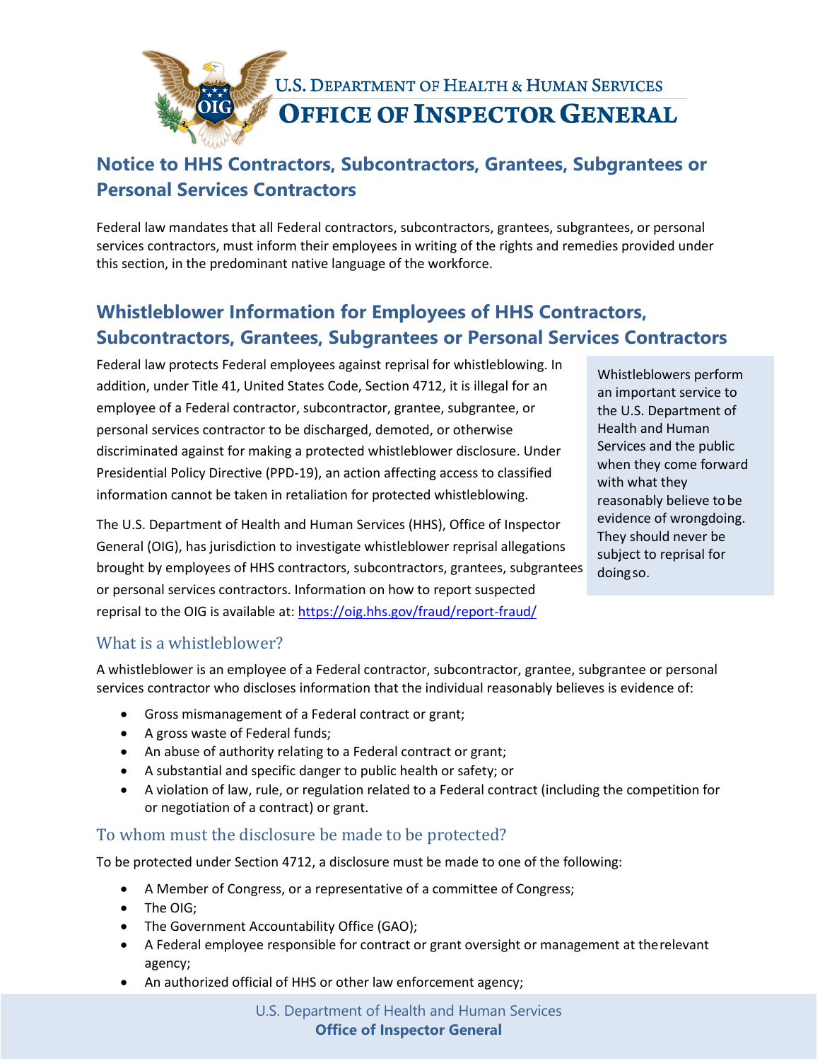U.S. DEPARTMENT OF HEALTH & HUMAN SERVICES
**OFFICE OF INSPECTOR GENERAL**

## Notice to HHS Contractors, Subcontractors, Grantees, Subgrantees or Personal Services Contractors

Federal law mandates that all Federal contractors, subcontractors, grantees, subgrantees, or personal services contractors, must inform their employees in writing of the rights and remedies provided under this section, in the predominant native language of the workforce.

## Whistleblower Information for Employees of HHS Contractors, Subcontractors, Grantees, Subgrantees or Personal Services Contractors

Federal law protects Federal employees against reprisal for whistleblowing. In addition, under Title 41, United States Code, Section 4712, it is illegal for an employee of a Federal contractor, subcontractor, grantee, subgrantee, or personal services contractor to be discharged, demoted, or otherwise discriminated against for making a protected whistleblower disclosure. Under Presidential Policy Directive (PPD-19), an action affecting access to classified information cannot be taken in retaliation for protected whistleblowing.

The U.S. Department of Health and Human Services (HHS), Office of Inspector General (OIG), has jurisdiction to investigate whistleblower reprisal allegations brought by employees of HHS contractors, subcontractors, grantees, subgrantees or personal services contractors. Information on how to report suspected reprisal to the OIG is available at: https://oig.hhs.gov/fraud/report-fraud/

> Whistleblowers perform an important service to the U.S. Department of Health and Human Services and the public when they come forward with what they reasonably believe to be evidence of wrongdoing. They should never be subject to reprisal for doing so.

### What is a whistleblower?

A whistleblower is an employee of a Federal contractor, subcontractor, grantee, subgrantee or personal services contractor who discloses information that the individual reasonably believes is evidence of:

- Gross mismanagement of a Federal contract or grant;
- A gross waste of Federal funds;
- An abuse of authority relating to a Federal contract or grant;
- A substantial and specific danger to public health or safety; or
- A violation of law, rule, or regulation related to a Federal contract (including the competition for or negotiation of a contract) or grant.

### To whom must the disclosure be made to be protected?

To be protected under Section 4712, a disclosure must be made to one of the following:

- A Member of Congress, or a representative of a committee of Congress;
- The OIG;
- The Government Accountability Office (GAO);
- A Federal employee responsible for contract or grant oversight or management at the relevant agency;
- An authorized official of HHS or other law enforcement agency;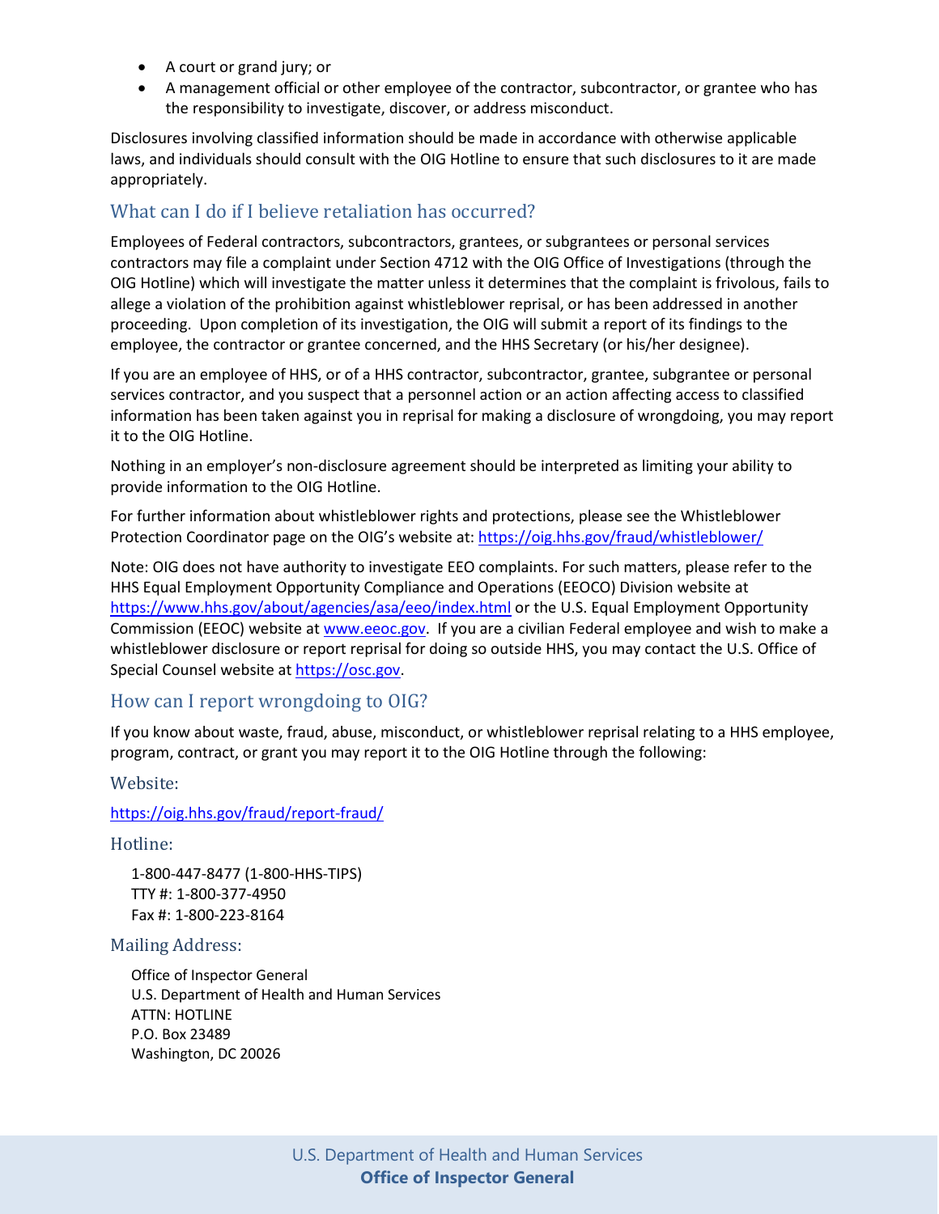- A court or grand jury; or
- A management official or other employee of the contractor, subcontractor, or grantee who has the responsibility to investigate, discover, or address misconduct.

Disclosures involving classified information should be made in accordance with otherwise applicable laws, and individuals should consult with the OIG Hotline to ensure that such disclosures to it are made appropriately.

## What can I do if I believe retaliation has occurred?

Employees of Federal contractors, subcontractors, grantees, or subgrantees or personal services contractors may file a complaint under Section 4712 with the OIG Office of Investigations (through the OIG Hotline) which will investigate the matter unless it determines that the complaint is frivolous, fails to allege a violation of the prohibition against whistleblower reprisal, or has been addressed in another proceeding. Upon completion of its investigation, the OIG will submit a report of its findings to the employee, the contractor or grantee concerned, and the HHS Secretary (or his/her designee).

If you are an employee of HHS, or of a HHS contractor, subcontractor, grantee, subgrantee or personal services contractor, and you suspect that a personnel action or an action affecting access to classified information has been taken against you in reprisal for making a disclosure of wrongdoing, you may report it to the OIG Hotline.

Nothing in an employer's non-disclosure agreement should be interpreted as limiting your ability to provide information to the OIG Hotline.

For further information about whistleblower rights and protections, please see the Whistleblower Protection Coordinator page on the OIG's website at: https://oig.hhs.gov/fraud/whistleblower/

Note: OIG does not have authority to investigate EEO complaints. For such matters, please refer to the HHS Equal Employment Opportunity Compliance and Operations (EEOCO) Division website at https://www.hhs.gov/about/agencies/asa/eeo/index.html or the U.S. Equal Employment Opportunity Commission (EEOC) website at www.eeoc.gov. If you are a civilian Federal employee and wish to make a whistleblower disclosure or report reprisal for doing so outside HHS, you may contact the U.S. Office of Special Counsel website at https://osc.gov.

## How can I report wrongdoing to OIG?

If you know about waste, fraud, abuse, misconduct, or whistleblower reprisal relating to a HHS employee, program, contract, or grant you may report it to the OIG Hotline through the following:

### Website:

https://oig.hhs.gov/fraud/report-fraud/

### Hotline:

1-800-447-8477 (1-800-HHS-TIPS)
TTY #: 1-800-377-4950
Fax #: 1-800-223-8164

### Mailing Address:

Office of Inspector General
U.S. Department of Health and Human Services
ATTN: HOTLINE
P.O. Box 23489
Washington, DC 20026